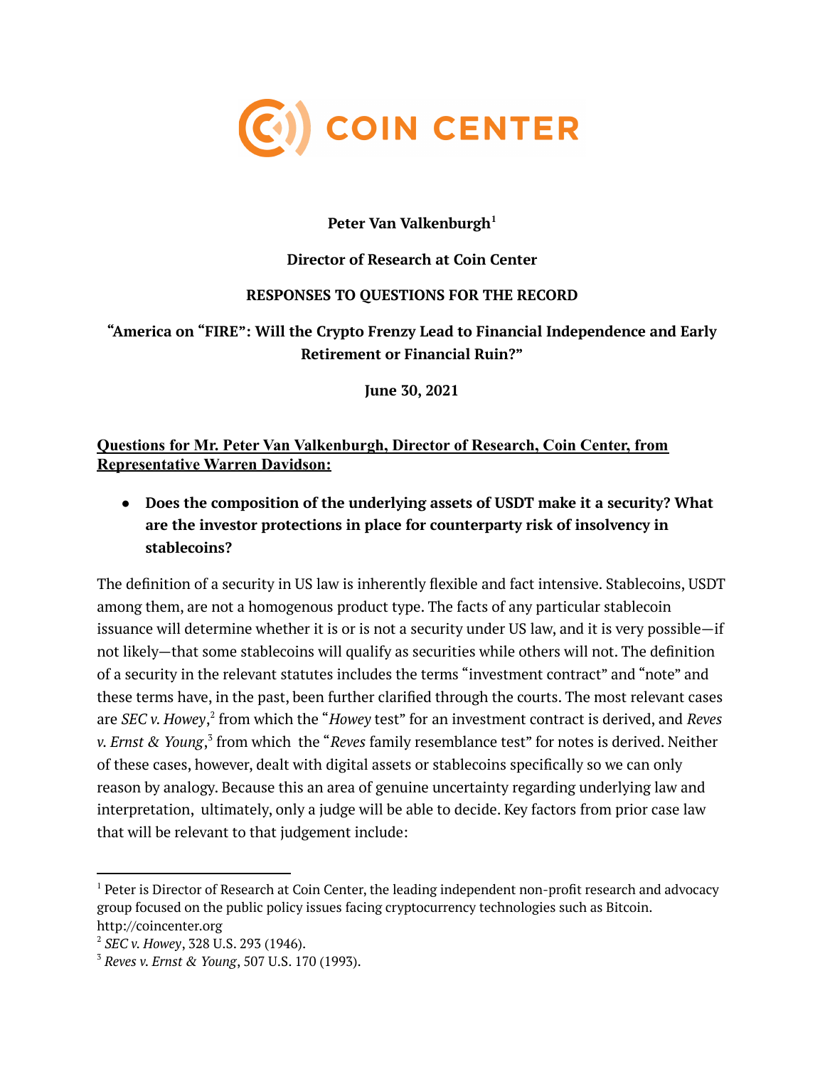COIN CENTER

**Peter Van Valkenburgh**[1]

**Director of Research at Coin Center**

**RESPONSES TO QUESTIONS FOR THE RECORD**

**"America on "FIRE": Will the Crypto Frenzy Lead to Financial Independence and Early Retirement or Financial Ruin?"**

**June 30, 2021**

**Questions for Mr. Peter Van Valkenburgh, Director of Research, Coin Center, from Representative Warren Davidson:**

- **Does the composition of the underlying assets of USDT make it a security? What are the investor protections in place for counterparty risk of insolvency in stablecoins?**

The definition of a security in US law is inherently flexible and fact intensive. Stablecoins, USDT among them, are not a homogenous product type. The facts of any particular stablecoin issuance will determine whether it is or is not a security under US law, and it is very possible—if not likely—that some stablecoins will qualify as securities while others will not. The definition of a security in the relevant statutes includes the terms "investment contract" and "note" and these terms have, in the past, been further clarified through the courts. The most relevant cases are *SEC v. Howey*,[2] from which the "*Howey* test" for an investment contract is derived, and *Reves v. Ernst & Young*,[3] from which the "*Reves* family resemblance test" for notes is derived. Neither of these cases, however, dealt with digital assets or stablecoins specifically so we can only reason by analogy. Because this an area of genuine uncertainty regarding underlying law and interpretation, ultimately, only a judge will be able to decide. Key factors from prior case law that will be relevant to that judgement include:

---

[1] Peter is Director of Research at Coin Center, the leading independent non-profit research and advocacy group focused on the public policy issues facing cryptocurrency technologies such as Bitcoin. http://coincenter.org

[2] *SEC v. Howey*, 328 U.S. 293 (1946).

[3] *Reves v. Ernst & Young*, 507 U.S. 170 (1993).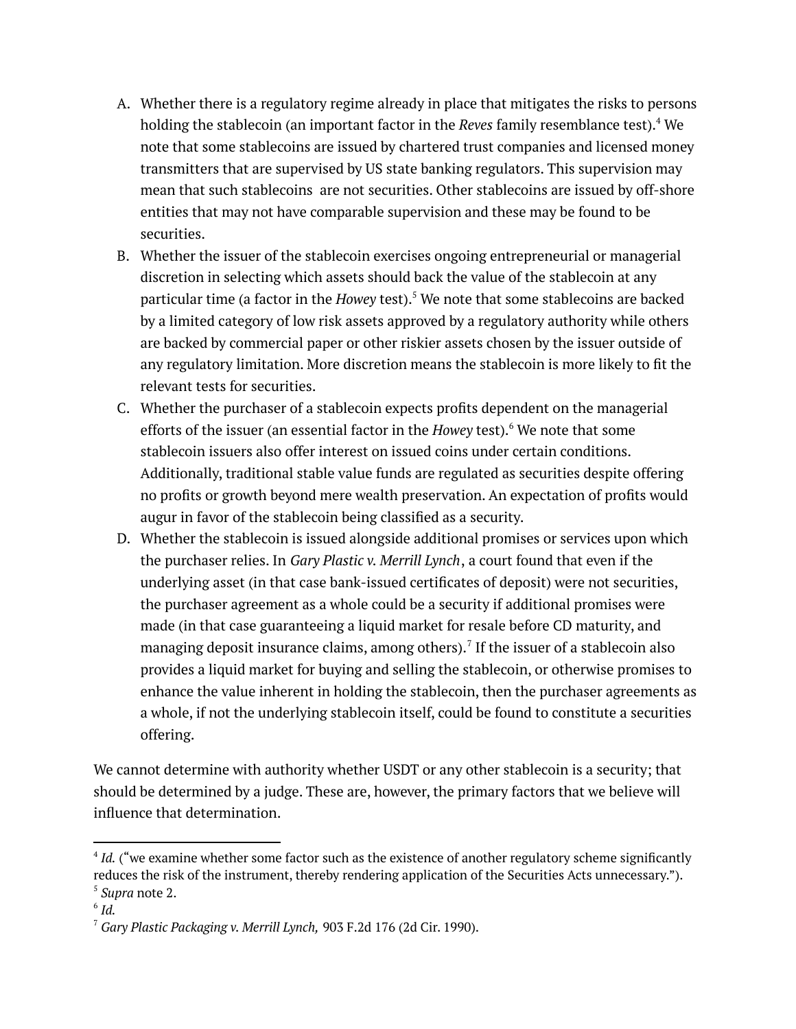A. Whether there is a regulatory regime already in place that mitigates the risks to persons holding the stablecoin (an important factor in the *Reves* family resemblance test).[4] We note that some stablecoins are issued by chartered trust companies and licensed money transmitters that are supervised by US state banking regulators. This supervision may mean that such stablecoins are not securities. Other stablecoins are issued by off-shore entities that may not have comparable supervision and these may be found to be securities.

B. Whether the issuer of the stablecoin exercises ongoing entrepreneurial or managerial discretion in selecting which assets should back the value of the stablecoin at any particular time (a factor in the *Howey* test).[5] We note that some stablecoins are backed by a limited category of low risk assets approved by a regulatory authority while others are backed by commercial paper or other riskier assets chosen by the issuer outside of any regulatory limitation. More discretion means the stablecoin is more likely to fit the relevant tests for securities.

C. Whether the purchaser of a stablecoin expects profits dependent on the managerial efforts of the issuer (an essential factor in the *Howey* test).[6] We note that some stablecoin issuers also offer interest on issued coins under certain conditions. Additionally, traditional stable value funds are regulated as securities despite offering no profits or growth beyond mere wealth preservation. An expectation of profits would augur in favor of the stablecoin being classified as a security.

D. Whether the stablecoin is issued alongside additional promises or services upon which the purchaser relies. In *Gary Plastic v. Merrill Lynch*, a court found that even if the underlying asset (in that case bank-issued certificates of deposit) were not securities, the purchaser agreement as a whole could be a security if additional promises were made (in that case guaranteeing a liquid market for resale before CD maturity, and managing deposit insurance claims, among others).[7] If the issuer of a stablecoin also provides a liquid market for buying and selling the stablecoin, or otherwise promises to enhance the value inherent in holding the stablecoin, then the purchaser agreements as a whole, if not the underlying stablecoin itself, could be found to constitute a securities offering.

We cannot determine with authority whether USDT or any other stablecoin is a security; that should be determined by a judge. These are, however, the primary factors that we believe will influence that determination.

---

[4] *Id.* ("we examine whether some factor such as the existence of another regulatory scheme significantly reduces the risk of the instrument, thereby rendering application of the Securities Acts unnecessary.").

[5] *Supra* note 2.

[6] *Id.*

[7] *Gary Plastic Packaging v. Merrill Lynch,* 903 F.2d 176 (2d Cir. 1990).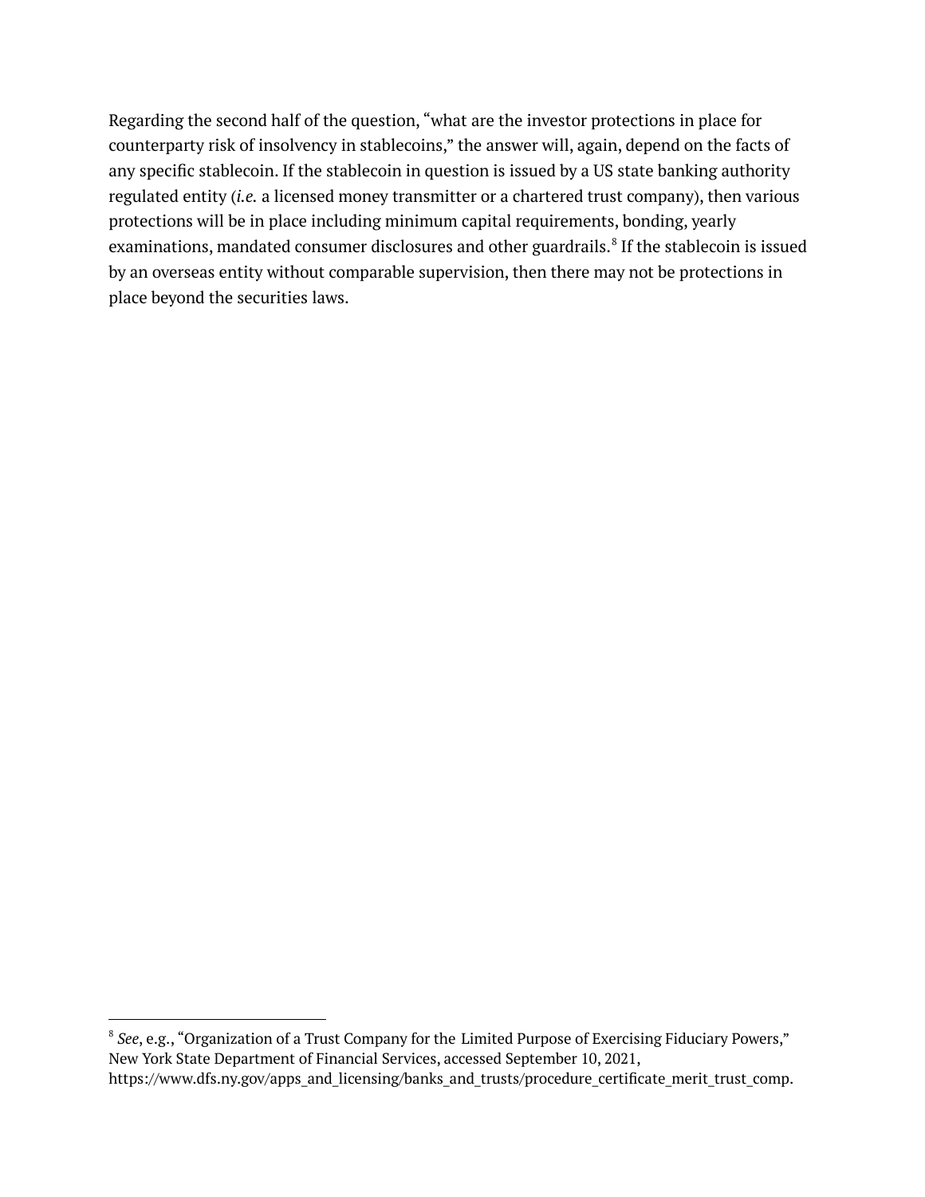Regarding the second half of the question, "what are the investor protections in place for counterparty risk of insolvency in stablecoins," the answer will, again, depend on the facts of any specific stablecoin. If the stablecoin in question is issued by a US state banking authority regulated entity (*i.e.* a licensed money transmitter or a chartered trust company), then various protections will be in place including minimum capital requirements, bonding, yearly examinations, mandated consumer disclosures and other guardrails.[8] If the stablecoin is issued by an overseas entity without comparable supervision, then there may not be protections in place beyond the securities laws.

---

[8] *See*, e.g., "Organization of a Trust Company for the Limited Purpose of Exercising Fiduciary Powers," New York State Department of Financial Services, accessed September 10, 2021, https://www.dfs.ny.gov/apps_and_licensing/banks_and_trusts/procedure_certificate_merit_trust_comp.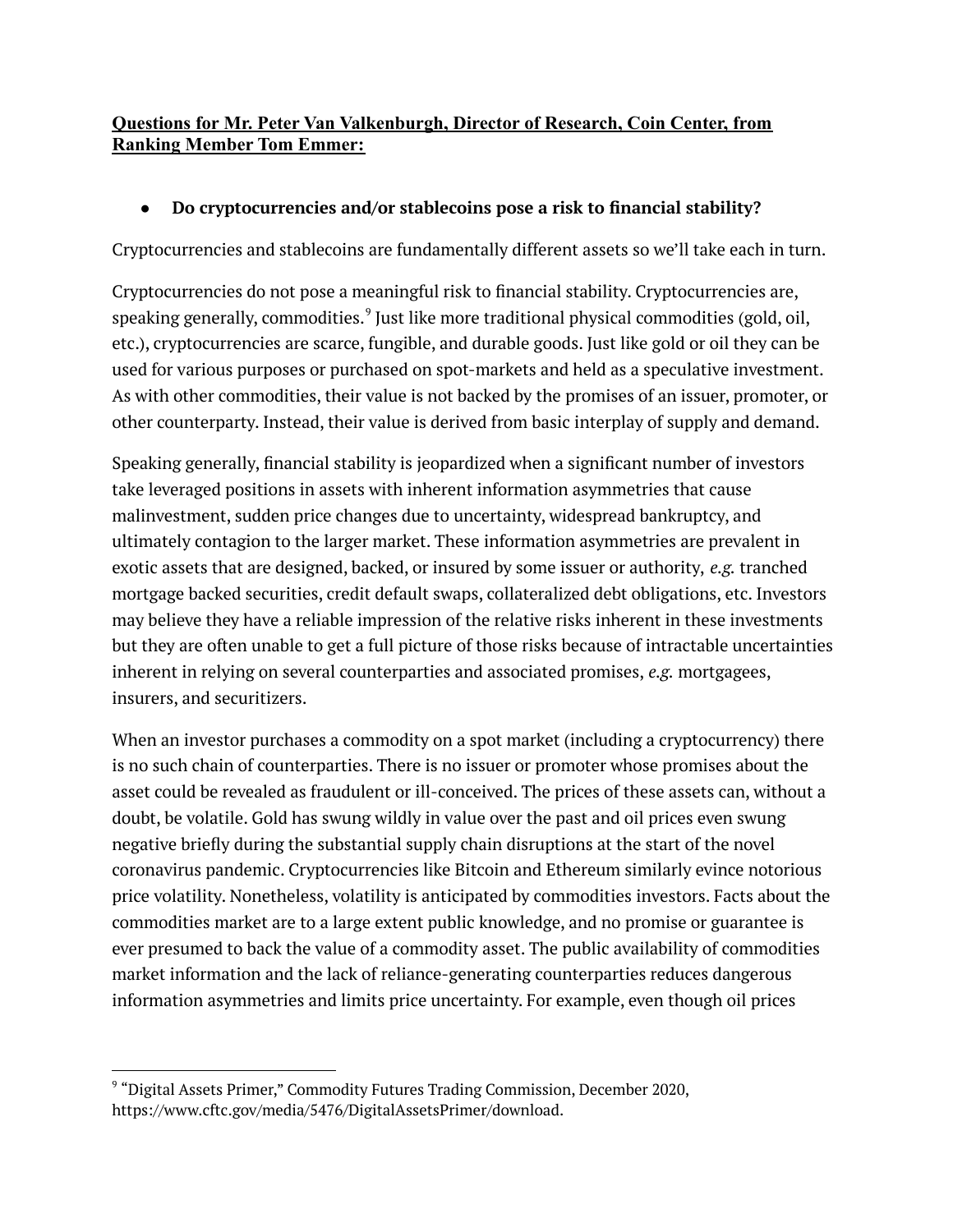**<u>Questions for Mr. Peter Van Valkenburgh, Director of Research, Coin Center, from Ranking Member Tom Emmer:</u>**

- **Do cryptocurrencies and/or stablecoins pose a risk to financial stability?**

Cryptocurrencies and stablecoins are fundamentally different assets so we'll take each in turn.

Cryptocurrencies do not pose a meaningful risk to financial stability. Cryptocurrencies are, speaking generally, commodities.[9] Just like more traditional physical commodities (gold, oil, etc.), cryptocurrencies are scarce, fungible, and durable goods. Just like gold or oil they can be used for various purposes or purchased on spot-markets and held as a speculative investment. As with other commodities, their value is not backed by the promises of an issuer, promoter, or other counterparty. Instead, their value is derived from basic interplay of supply and demand.

Speaking generally, financial stability is jeopardized when a significant number of investors take leveraged positions in assets with inherent information asymmetries that cause malinvestment, sudden price changes due to uncertainty, widespread bankruptcy, and ultimately contagion to the larger market. These information asymmetries are prevalent in exotic assets that are designed, backed, or insured by some issuer or authority, *e.g.* tranched mortgage backed securities, credit default swaps, collateralized debt obligations, etc. Investors may believe they have a reliable impression of the relative risks inherent in these investments but they are often unable to get a full picture of those risks because of intractable uncertainties inherent in relying on several counterparties and associated promises, *e.g.* mortgagees, insurers, and securitizers.

When an investor purchases a commodity on a spot market (including a cryptocurrency) there is no such chain of counterparties. There is no issuer or promoter whose promises about the asset could be revealed as fraudulent or ill-conceived. The prices of these assets can, without a doubt, be volatile. Gold has swung wildly in value over the past and oil prices even swung negative briefly during the substantial supply chain disruptions at the start of the novel coronavirus pandemic. Cryptocurrencies like Bitcoin and Ethereum similarly evince notorious price volatility. Nonetheless, volatility is anticipated by commodities investors. Facts about the commodities market are to a large extent public knowledge, and no promise or guarantee is ever presumed to back the value of a commodity asset. The public availability of commodities market information and the lack of reliance-generating counterparties reduces dangerous information asymmetries and limits price uncertainty. For example, even though oil prices

---

[9] "Digital Assets Primer," Commodity Futures Trading Commission, December 2020, https://www.cftc.gov/media/5476/DigitalAssetsPrimer/download.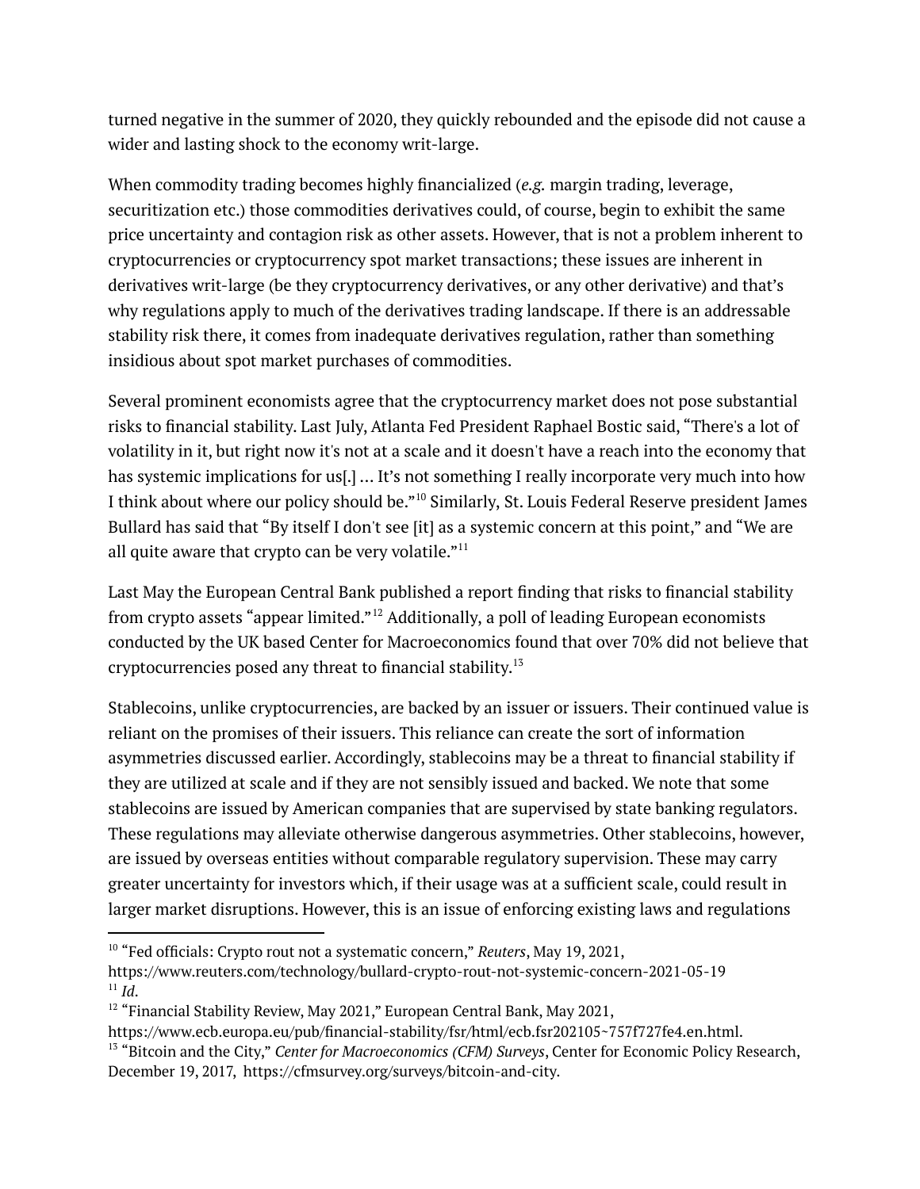turned negative in the summer of 2020, they quickly rebounded and the episode did not cause a wider and lasting shock to the economy writ-large.

When commodity trading becomes highly financialized (*e.g.* margin trading, leverage, securitization etc.) those commodities derivatives could, of course, begin to exhibit the same price uncertainty and contagion risk as other assets. However, that is not a problem inherent to cryptocurrencies or cryptocurrency spot market transactions; these issues are inherent in derivatives writ-large (be they cryptocurrency derivatives, or any other derivative) and that's why regulations apply to much of the derivatives trading landscape. If there is an addressable stability risk there, it comes from inadequate derivatives regulation, rather than something insidious about spot market purchases of commodities.

Several prominent economists agree that the cryptocurrency market does not pose substantial risks to financial stability. Last July, Atlanta Fed President Raphael Bostic said, "There's a lot of volatility in it, but right now it's not at a scale and it doesn't have a reach into the economy that has systemic implications for us[.] … It's not something I really incorporate very much into how I think about where our policy should be."[10] Similarly, St. Louis Federal Reserve president James Bullard has said that "By itself I don't see [it] as a systemic concern at this point," and "We are all quite aware that crypto can be very volatile."[11]

Last May the European Central Bank published a report finding that risks to financial stability from crypto assets "appear limited."[12] Additionally, a poll of leading European economists conducted by the UK based Center for Macroeconomics found that over 70% did not believe that cryptocurrencies posed any threat to financial stability.[13]

Stablecoins, unlike cryptocurrencies, are backed by an issuer or issuers. Their continued value is reliant on the promises of their issuers. This reliance can create the sort of information asymmetries discussed earlier. Accordingly, stablecoins may be a threat to financial stability if they are utilized at scale and if they are not sensibly issued and backed. We note that some stablecoins are issued by American companies that are supervised by state banking regulators. These regulations may alleviate otherwise dangerous asymmetries. Other stablecoins, however, are issued by overseas entities without comparable regulatory supervision. These may carry greater uncertainty for investors which, if their usage was at a sufficient scale, could result in larger market disruptions. However, this is an issue of enforcing existing laws and regulations

---

[10] "Fed officials: Crypto rout not a systematic concern," *Reuters*, May 19, 2021, https://www.reuters.com/technology/bullard-crypto-rout-not-systemic-concern-2021-05-19

[11] *Id*.

[12] "Financial Stability Review, May 2021," European Central Bank, May 2021, https://www.ecb.europa.eu/pub/financial-stability/fsr/html/ecb.fsr202105~757f727fe4.en.html.

[13] "Bitcoin and the City," *Center for Macroeconomics (CFM) Surveys*, Center for Economic Policy Research, December 19, 2017, https://cfmsurvey.org/surveys/bitcoin-and-city.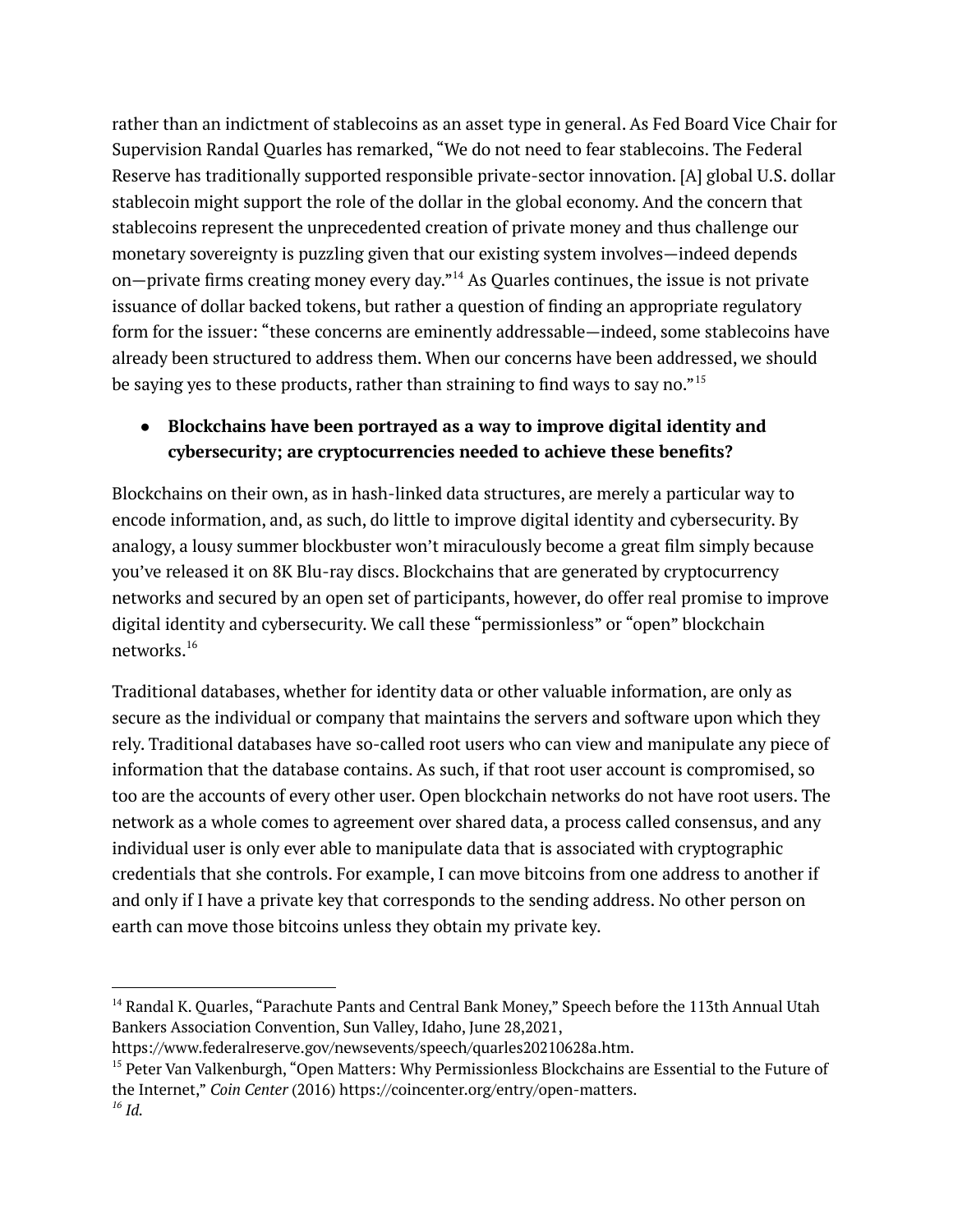rather than an indictment of stablecoins as an asset type in general. As Fed Board Vice Chair for Supervision Randal Quarles has remarked, "We do not need to fear stablecoins. The Federal Reserve has traditionally supported responsible private-sector innovation. [A] global U.S. dollar stablecoin might support the role of the dollar in the global economy. And the concern that stablecoins represent the unprecedented creation of private money and thus challenge our monetary sovereignty is puzzling given that our existing system involves—indeed depends on—private firms creating money every day."[14] As Quarles continues, the issue is not private issuance of dollar backed tokens, but rather a question of finding an appropriate regulatory form for the issuer: "these concerns are eminently addressable—indeed, some stablecoins have already been structured to address them. When our concerns have been addressed, we should be saying yes to these products, rather than straining to find ways to say no."[15]

- **Blockchains have been portrayed as a way to improve digital identity and cybersecurity; are cryptocurrencies needed to achieve these benefits?**

Blockchains on their own, as in hash-linked data structures, are merely a particular way to encode information, and, as such, do little to improve digital identity and cybersecurity. By analogy, a lousy summer blockbuster won't miraculously become a great film simply because you've released it on 8K Blu-ray discs. Blockchains that are generated by cryptocurrency networks and secured by an open set of participants, however, do offer real promise to improve digital identity and cybersecurity. We call these "permissionless" or "open" blockchain networks.[16]

Traditional databases, whether for identity data or other valuable information, are only as secure as the individual or company that maintains the servers and software upon which they rely. Traditional databases have so-called root users who can view and manipulate any piece of information that the database contains. As such, if that root user account is compromised, so too are the accounts of every other user. Open blockchain networks do not have root users. The network as a whole comes to agreement over shared data, a process called consensus, and any individual user is only ever able to manipulate data that is associated with cryptographic credentials that she controls. For example, I can move bitcoins from one address to another if and only if I have a private key that corresponds to the sending address. No other person on earth can move those bitcoins unless they obtain my private key.

---

[14] Randal K. Quarles, "Parachute Pants and Central Bank Money," Speech before the 113th Annual Utah Bankers Association Convention, Sun Valley, Idaho, June 28,2021, https://www.federalreserve.gov/newsevents/speech/quarles20210628a.htm.

[15] Peter Van Valkenburgh, "Open Matters: Why Permissionless Blockchains are Essential to the Future of the Internet," *Coin Center* (2016) https://coincenter.org/entry/open-matters.

[16] *Id.*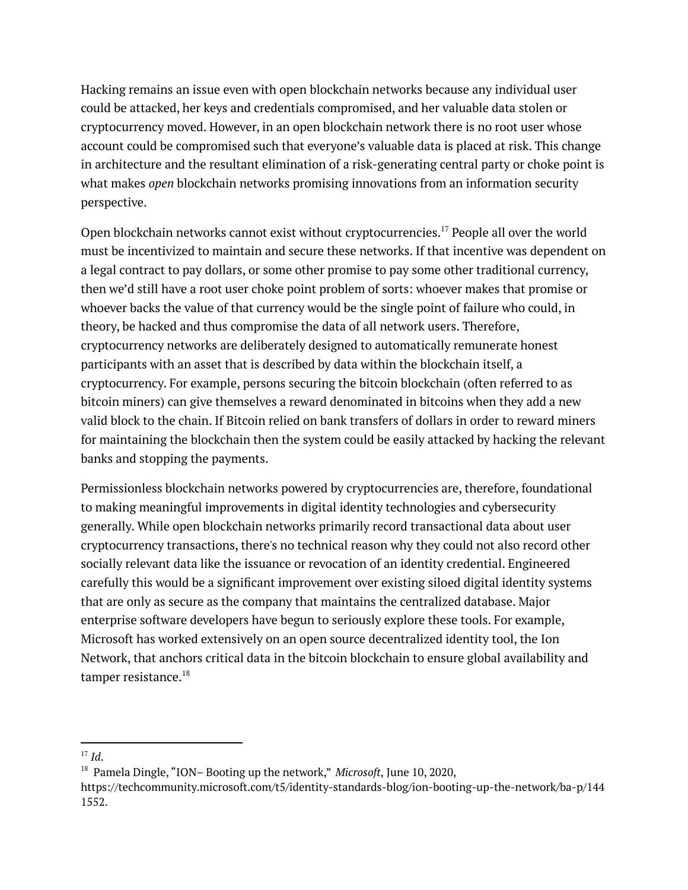Hacking remains an issue even with open blockchain networks because any individual user could be attacked, her keys and credentials compromised, and her valuable data stolen or cryptocurrency moved. However, in an open blockchain network there is no root user whose account could be compromised such that everyone's valuable data is placed at risk. This change in architecture and the resultant elimination of a risk-generating central party or choke point is what makes *open* blockchain networks promising innovations from an information security perspective.

Open blockchain networks cannot exist without cryptocurrencies.[17] People all over the world must be incentivized to maintain and secure these networks. If that incentive was dependent on a legal contract to pay dollars, or some other promise to pay some other traditional currency, then we'd still have a root user choke point problem of sorts: whoever makes that promise or whoever backs the value of that currency would be the single point of failure who could, in theory, be hacked and thus compromise the data of all network users. Therefore, cryptocurrency networks are deliberately designed to automatically remunerate honest participants with an asset that is described by data within the blockchain itself, a cryptocurrency. For example, persons securing the bitcoin blockchain (often referred to as bitcoin miners) can give themselves a reward denominated in bitcoins when they add a new valid block to the chain. If Bitcoin relied on bank transfers of dollars in order to reward miners for maintaining the blockchain then the system could be easily attacked by hacking the relevant banks and stopping the payments.

Permissionless blockchain networks powered by cryptocurrencies are, therefore, foundational to making meaningful improvements in digital identity technologies and cybersecurity generally. While open blockchain networks primarily record transactional data about user cryptocurrency transactions, there's no technical reason why they could not also record other socially relevant data like the issuance or revocation of an identity credential. Engineered carefully this would be a significant improvement over existing siloed digital identity systems that are only as secure as the company that maintains the centralized database. Major enterprise software developers have begun to seriously explore these tools. For example, Microsoft has worked extensively on an open source decentralized identity tool, the Ion Network, that anchors critical data in the bitcoin blockchain to ensure global availability and tamper resistance.[18]

---

[17] *Id*.

[18] Pamela Dingle, "ION– Booting up the network," *Microsoft*, June 10, 2020, https://techcommunity.microsoft.com/t5/identity-standards-blog/ion-booting-up-the-network/ba-p/1441552.